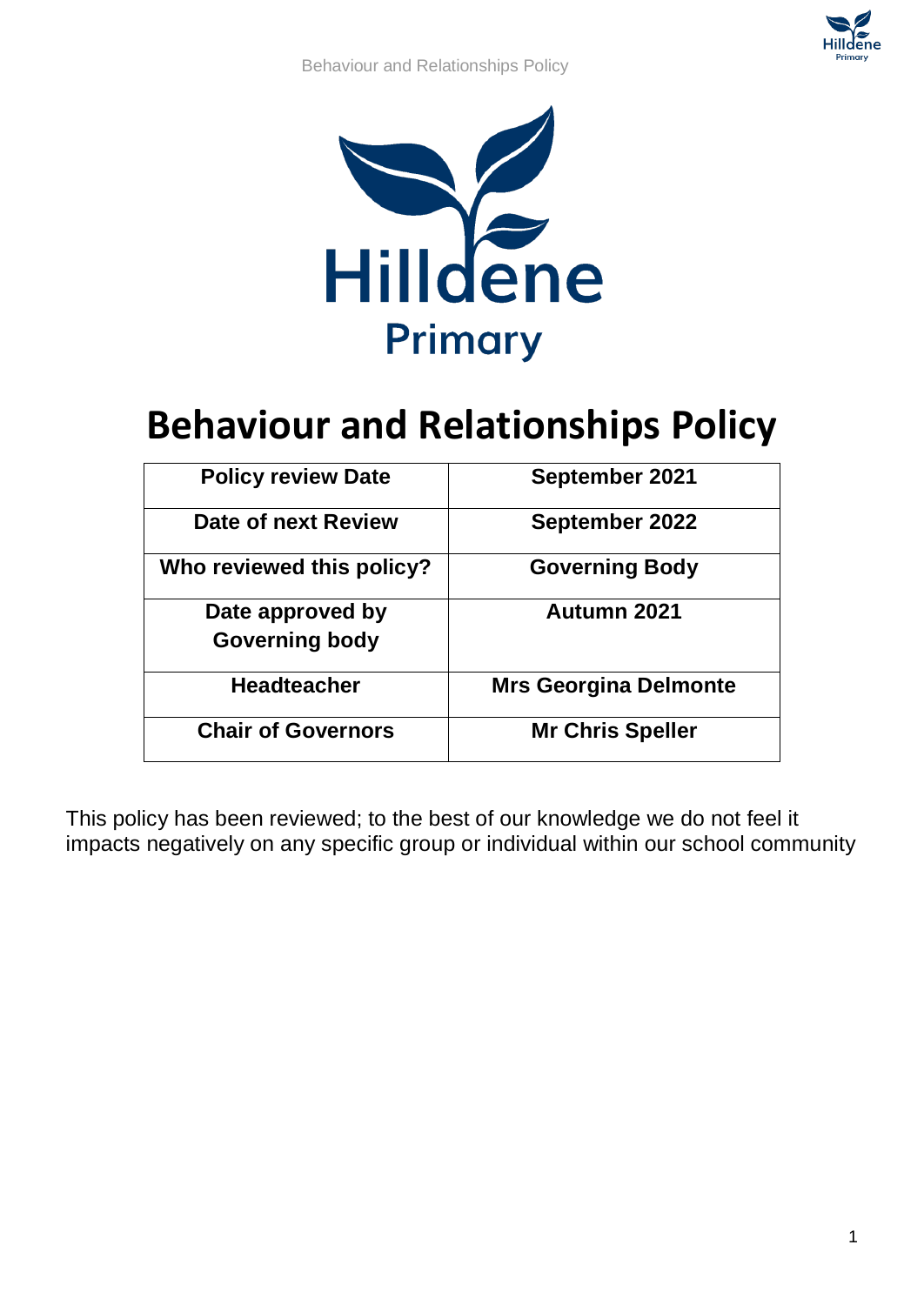# Behaviour and Relationships Policy

| Policy review Date | September 2021 |
| --- | --- |
| Date of next Review | September 2022 |
| Who reviewed this policy? | Governing Body |
| Date approved by Governing body | Autumn 2021 |
| Headteacher | Mrs Georgina Delmonte |
| Chair of Governors | Mr Chris Speller |

This policy has been reviewed; to the best of our knowledge we do not feel it impacts negatively on any specific group or individual within our school community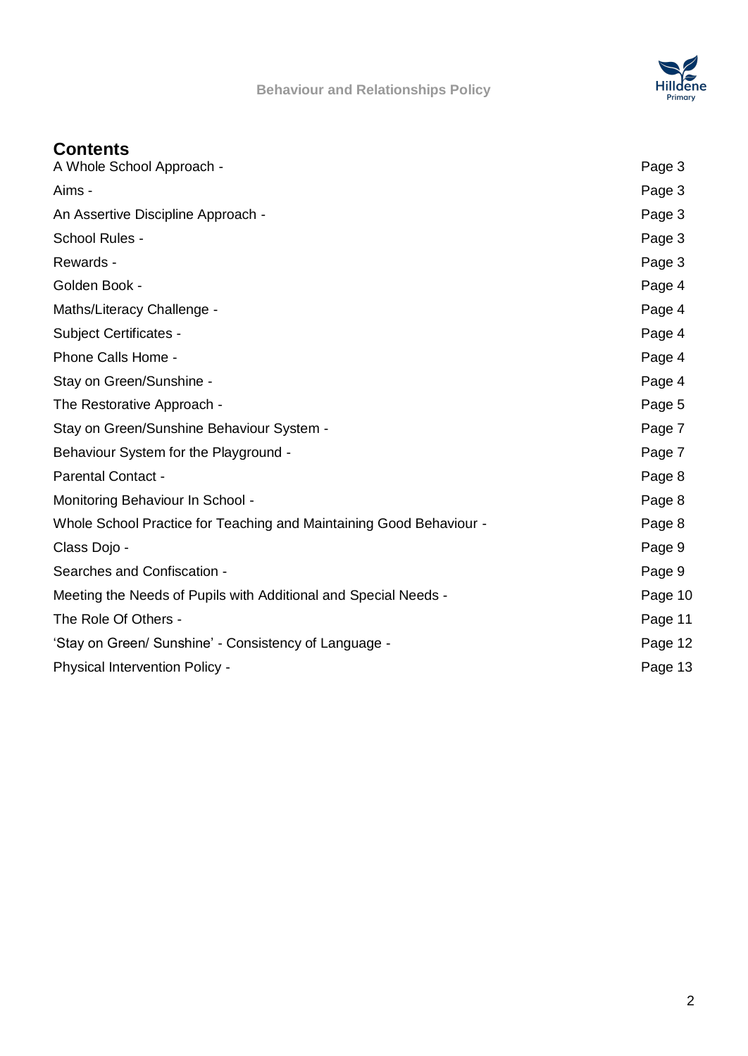## Contents

| | |
|---|---|
| A Whole School Approach - | Page 3 |
| Aims - | Page 3 |
| An Assertive Discipline Approach - | Page 3 |
| School Rules - | Page 3 |
| Rewards - | Page 3 |
| Golden Book - | Page 4 |
| Maths/Literacy Challenge - | Page 4 |
| Subject Certificates - | Page 4 |
| Phone Calls Home - | Page 4 |
| Stay on Green/Sunshine - | Page 4 |
| The Restorative Approach - | Page 5 |
| Stay on Green/Sunshine Behaviour System - | Page 7 |
| Behaviour System for the Playground - | Page 7 |
| Parental Contact - | Page 8 |
| Monitoring Behaviour In School - | Page 8 |
| Whole School Practice for Teaching and Maintaining Good Behaviour - | Page 8 |
| Class Dojo - | Page 9 |
| Searches and Confiscation - | Page 9 |
| Meeting the Needs of Pupils with Additional and Special Needs - | Page 10 |
| The Role Of Others - | Page 11 |
| 'Stay on Green/ Sunshine' - Consistency of Language - | Page 12 |
| Physical Intervention Policy - | Page 13 |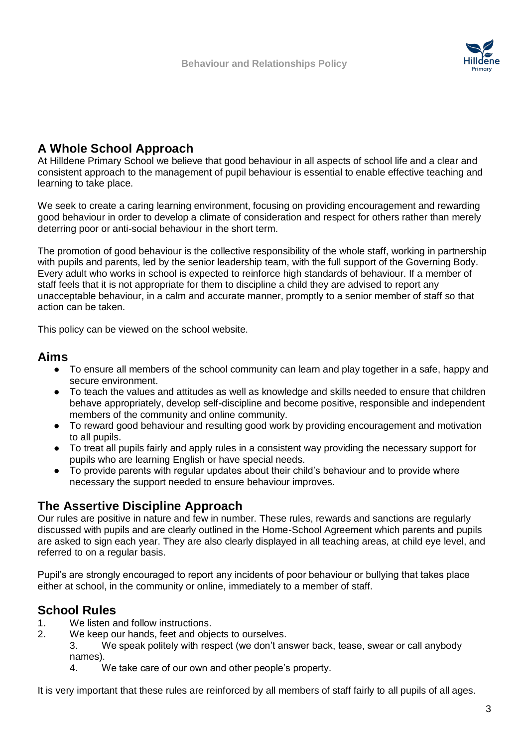## A Whole School Approach

At Hilldene Primary School we believe that good behaviour in all aspects of school life and a clear and consistent approach to the management of pupil behaviour is essential to enable effective teaching and learning to take place.

We seek to create a caring learning environment, focusing on providing encouragement and rewarding good behaviour in order to develop a climate of consideration and respect for others rather than merely deterring poor or anti-social behaviour in the short term.

The promotion of good behaviour is the collective responsibility of the whole staff, working in partnership with pupils and parents, led by the senior leadership team, with the full support of the Governing Body. Every adult who works in school is expected to reinforce high standards of behaviour. If a member of staff feels that it is not appropriate for them to discipline a child they are advised to report any unacceptable behaviour, in a calm and accurate manner, promptly to a senior member of staff so that action can be taken.

This policy can be viewed on the school website.

## Aims

- To ensure all members of the school community can learn and play together in a safe, happy and secure environment.
- To teach the values and attitudes as well as knowledge and skills needed to ensure that children behave appropriately, develop self-discipline and become positive, responsible and independent members of the community and online community.
- To reward good behaviour and resulting good work by providing encouragement and motivation to all pupils.
- To treat all pupils fairly and apply rules in a consistent way providing the necessary support for pupils who are learning English or have special needs.
- To provide parents with regular updates about their child's behaviour and to provide where necessary the support needed to ensure behaviour improves.

## The Assertive Discipline Approach

Our rules are positive in nature and few in number. These rules, rewards and sanctions are regularly discussed with pupils and are clearly outlined in the Home-School Agreement which parents and pupils are asked to sign each year. They are also clearly displayed in all teaching areas, at child eye level, and referred to on a regular basis.

Pupil's are strongly encouraged to report any incidents of poor behaviour or bullying that takes place either at school, in the community or online, immediately to a member of staff.

## School Rules

1. We listen and follow instructions.
2. We keep our hands, feet and objects to ourselves.
3. We speak politely with respect (we don't answer back, tease, swear or call anybody names).
4. We take care of our own and other people's property.

It is very important that these rules are reinforced by all members of staff fairly to all pupils of all ages.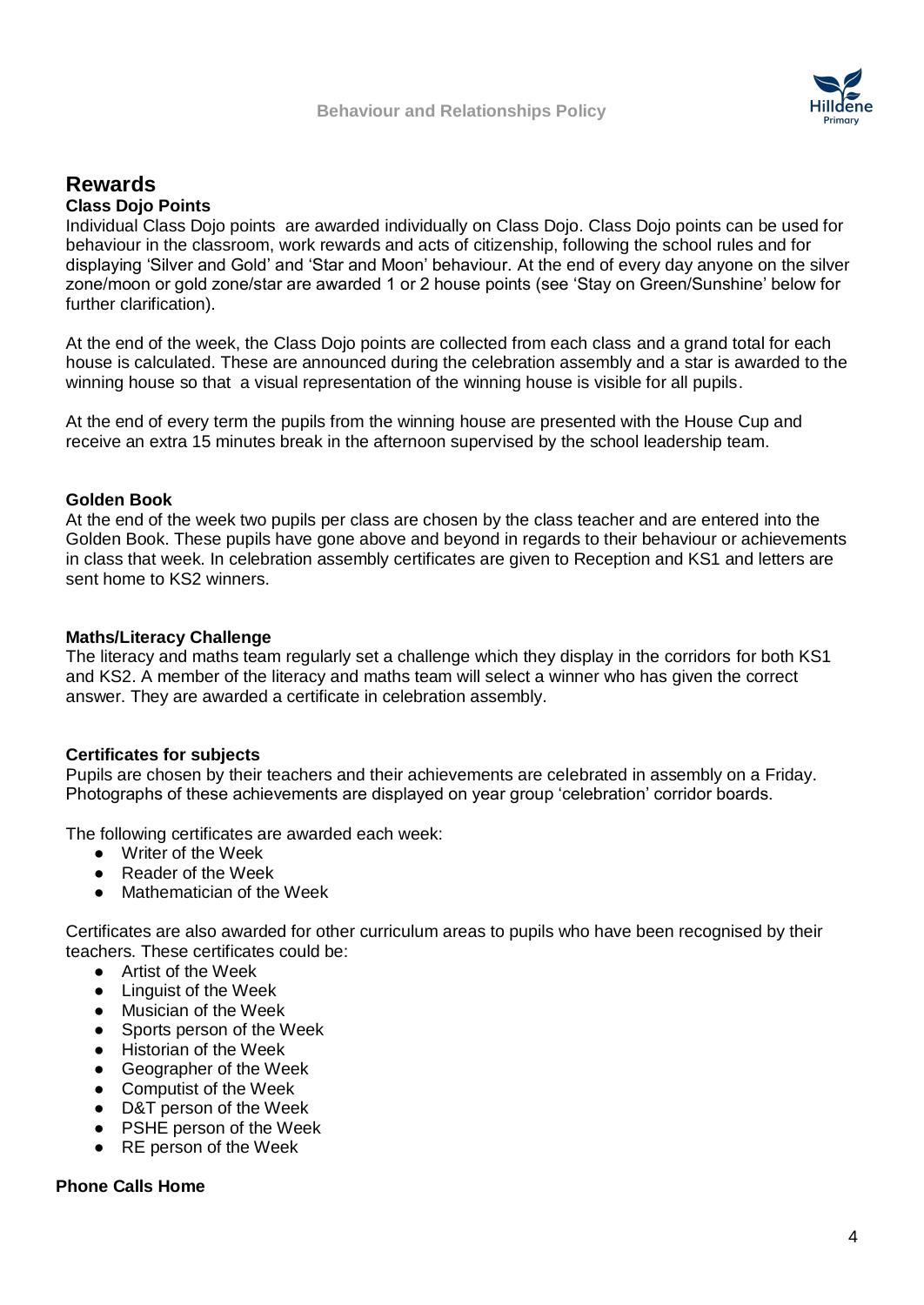## Rewards

### Class Dojo Points

Individual Class Dojo points are awarded individually on Class Dojo. Class Dojo points can be used for behaviour in the classroom, work rewards and acts of citizenship, following the school rules and for displaying 'Silver and Gold' and 'Star and Moon' behaviour. At the end of every day anyone on the silver zone/moon or gold zone/star are awarded 1 or 2 house points (see 'Stay on Green/Sunshine' below for further clarification).

At the end of the week, the Class Dojo points are collected from each class and a grand total for each house is calculated. These are announced during the celebration assembly and a star is awarded to the winning house so that a visual representation of the winning house is visible for all pupils.

At the end of every term the pupils from the winning house are presented with the House Cup and receive an extra 15 minutes break in the afternoon supervised by the school leadership team.

### Golden Book

At the end of the week two pupils per class are chosen by the class teacher and are entered into the Golden Book. These pupils have gone above and beyond in regards to their behaviour or achievements in class that week. In celebration assembly certificates are given to Reception and KS1 and letters are sent home to KS2 winners.

### Maths/Literacy Challenge

The literacy and maths team regularly set a challenge which they display in the corridors for both KS1 and KS2. A member of the literacy and maths team will select a winner who has given the correct answer. They are awarded a certificate in celebration assembly.

### Certificates for subjects

Pupils are chosen by their teachers and their achievements are celebrated in assembly on a Friday. Photographs of these achievements are displayed on year group 'celebration' corridor boards.

The following certificates are awarded each week:

- Writer of the Week
- Reader of the Week
- Mathematician of the Week

Certificates are also awarded for other curriculum areas to pupils who have been recognised by their teachers. These certificates could be:

- Artist of the Week
- Linguist of the Week
- Musician of the Week
- Sports person of the Week
- Historian of the Week
- Geographer of the Week
- Computist of the Week
- D&T person of the Week
- PSHE person of the Week
- RE person of the Week

### Phone Calls Home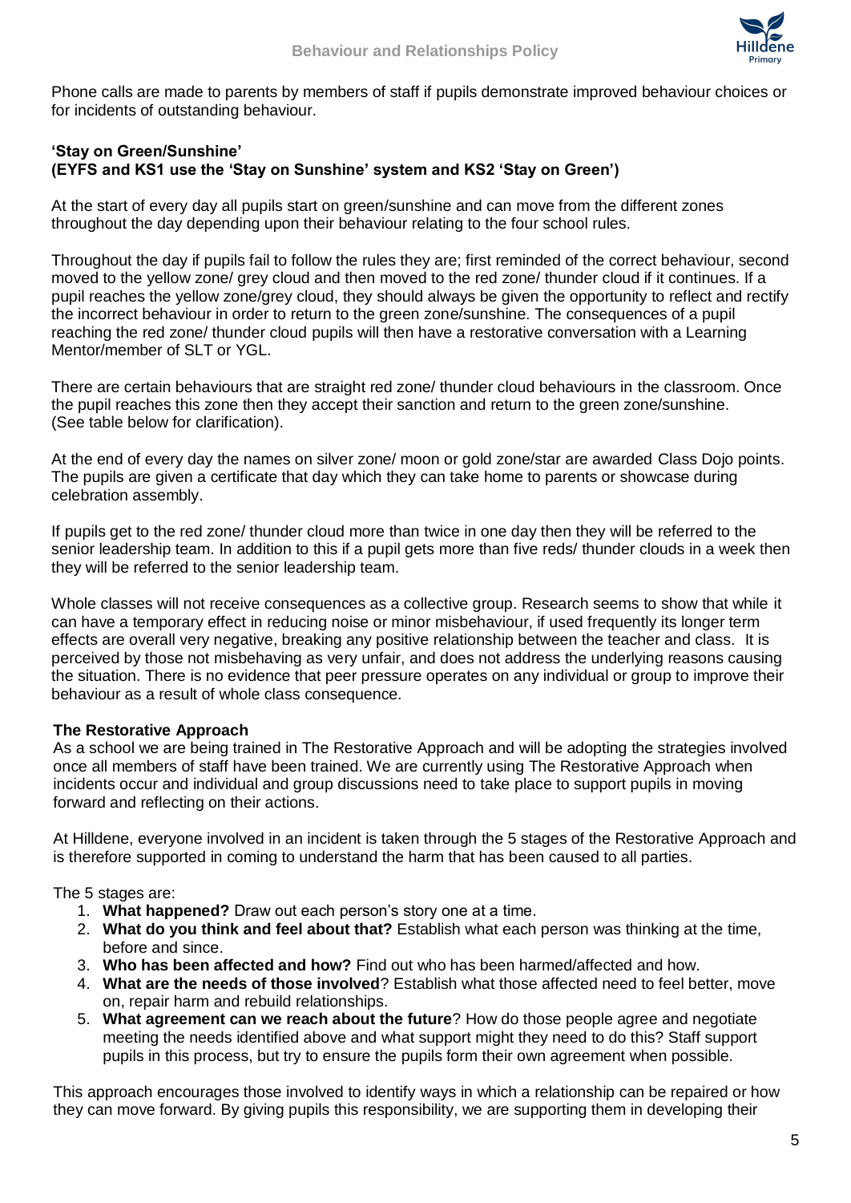Phone calls are made to parents by members of staff if pupils demonstrate improved behaviour choices or for incidents of outstanding behaviour.

**'Stay on Green/Sunshine'**
**(EYFS and KS1 use the 'Stay on Sunshine' system and KS2 'Stay on Green')**

At the start of every day all pupils start on green/sunshine and can move from the different zones throughout the day depending upon their behaviour relating to the four school rules.

Throughout the day if pupils fail to follow the rules they are; first reminded of the correct behaviour, second moved to the yellow zone/ grey cloud and then moved to the red zone/ thunder cloud if it continues. If a pupil reaches the yellow zone/grey cloud, they should always be given the opportunity to reflect and rectify the incorrect behaviour in order to return to the green zone/sunshine. The consequences of a pupil reaching the red zone/ thunder cloud pupils will then have a restorative conversation with a Learning Mentor/member of SLT or YGL.

There are certain behaviours that are straight red zone/ thunder cloud behaviours in the classroom. Once the pupil reaches this zone then they accept their sanction and return to the green zone/sunshine. (See table below for clarification).

At the end of every day the names on silver zone/ moon or gold zone/star are awarded Class Dojo points. The pupils are given a certificate that day which they can take home to parents or showcase during celebration assembly.

If pupils get to the red zone/ thunder cloud more than twice in one day then they will be referred to the senior leadership team. In addition to this if a pupil gets more than five reds/ thunder clouds in a week then they will be referred to the senior leadership team.

Whole classes will not receive consequences as a collective group. Research seems to show that while it can have a temporary effect in reducing noise or minor misbehaviour, if used frequently its longer term effects are overall very negative, breaking any positive relationship between the teacher and class. It is perceived by those not misbehaving as very unfair, and does not address the underlying reasons causing the situation. There is no evidence that peer pressure operates on any individual or group to improve their behaviour as a result of whole class consequence.

**The Restorative Approach**
As a school we are being trained in The Restorative Approach and will be adopting the strategies involved once all members of staff have been trained. We are currently using The Restorative Approach when incidents occur and individual and group discussions need to take place to support pupils in moving forward and reflecting on their actions.

At Hilldene, everyone involved in an incident is taken through the 5 stages of the Restorative Approach and is therefore supported in coming to understand the harm that has been caused to all parties.

The 5 stages are:

1. **What happened?** Draw out each person's story one at a time.
2. **What do you think and feel about that?** Establish what each person was thinking at the time, before and since.
3. **Who has been affected and how?** Find out who has been harmed/affected and how.
4. **What are the needs of those involved**? Establish what those affected need to feel better, move on, repair harm and rebuild relationships.
5. **What agreement can we reach about the future**? How do those people agree and negotiate meeting the needs identified above and what support might they need to do this? Staff support pupils in this process, but try to ensure the pupils form their own agreement when possible.

This approach encourages those involved to identify ways in which a relationship can be repaired or how they can move forward. By giving pupils this responsibility, we are supporting them in developing their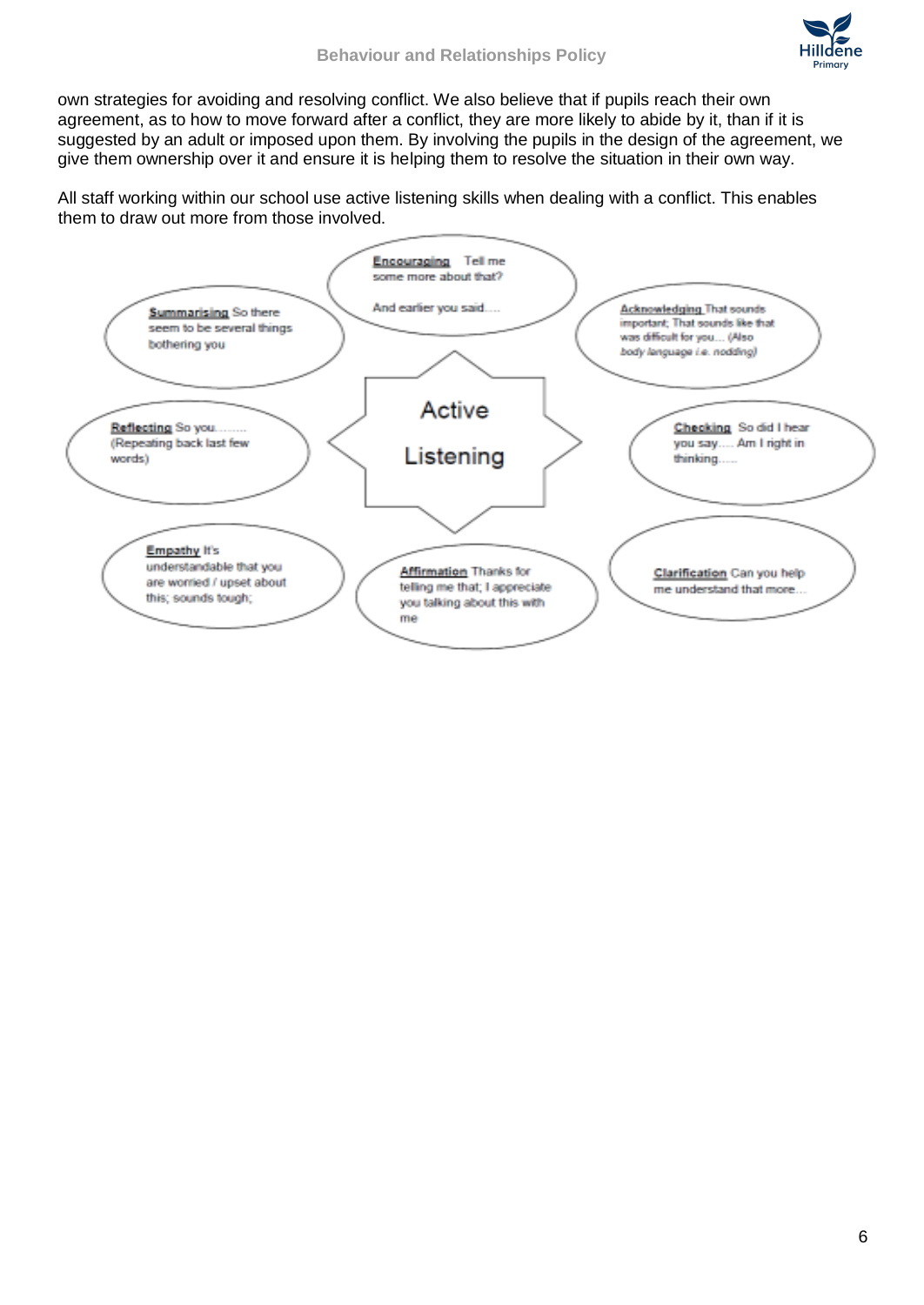own strategies for avoiding and resolving conflict. We also believe that if pupils reach their own agreement, as to how to move forward after a conflict, they are more likely to abide by it, than if it is suggested by an adult or imposed upon them. By involving the pupils in the design of the agreement, we give them ownership over it and ensure it is helping them to resolve the situation in their own way.

All staff working within our school use active listening skills when dealing with a conflict. This enables them to draw out more from those involved.

**Active Listening**

- **Encouraging** Tell me some more about that? And earlier you said....
- **Acknowledging** That sounds important; That sounds like that was difficult for you.... (Also *body language i.e. nodding*)
- **Checking** So did I hear you say..... Am I right in thinking.....
- **Clarification** Can you help me understand that more...
- **Affirmation** Thanks for telling me that; I appreciate you talking about this with me
- **Empathy** It's understandable that you are worried / upset about this; sounds tough;
- **Reflecting** So you........ (Repeating back last few words)
- **Summarising** So there seem to be several things bothering you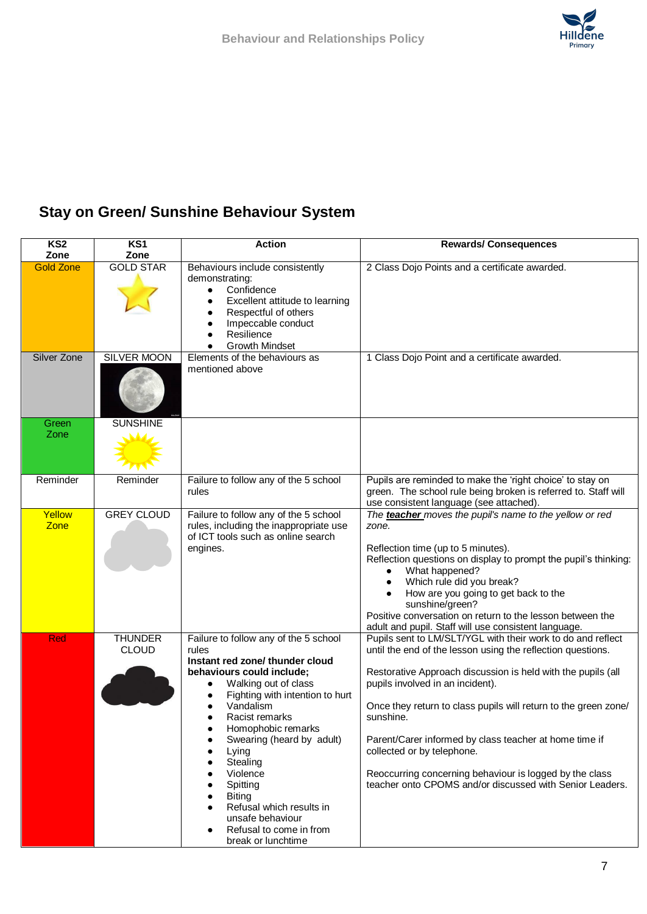## Stay on Green/ Sunshine Behaviour System

| KS2 Zone | KS1 Zone | Action | Rewards/ Consequences |
|---|---|---|---|
| Gold Zone | GOLD STAR | Behaviours include consistently demonstrating:<br>• Confidence<br>• Excellent attitude to learning<br>• Respectful of others<br>• Impeccable conduct<br>• Resilience<br>• Growth Mindset | 2 Class Dojo Points and a certificate awarded. |
| Silver Zone | SILVER MOON | Elements of the behaviours as mentioned above | 1 Class Dojo Point and a certificate awarded. |
| Green Zone | SUNSHINE | | |
| Reminder | Reminder | Failure to follow any of the 5 school rules | Pupils are reminded to make the 'right choice' to stay on green. The school rule being broken is referred to. Staff will use consistent language (see attached). |
| Yellow Zone | GREY CLOUD | Failure to follow any of the 5 school rules, including the inappropriate use of ICT tools such as online search engines. | *The **teacher** moves the pupil's name to the yellow or red zone.*<br><br>Reflection time (up to 5 minutes).<br>Reflection questions on display to prompt the pupil's thinking:<br>• What happened?<br>• Which rule did you break?<br>• How are you going to get back to the sunshine/green?<br>Positive conversation on return to the lesson between the adult and pupil. Staff will use consistent language. |
| Red | THUNDER CLOUD | Failure to follow any of the 5 school rules<br>**Instant red zone/ thunder cloud behaviours could include;**<br>• Walking out of class<br>• Fighting with intention to hurt<br>• Vandalism<br>• Racist remarks<br>• Homophobic remarks<br>• Swearing (heard by adult)<br>• Lying<br>• Stealing<br>• Violence<br>• Spitting<br>• Biting<br>• Refusal which results in unsafe behaviour<br>• Refusal to come in from break or lunchtime | Pupils sent to LM/SLT/YGL with their work to do and reflect until the end of the lesson using the reflection questions.<br><br>Restorative Approach discussion is held with the pupils (all pupils involved in an incident).<br><br>Once they return to class pupils will return to the green zone/ sunshine.<br><br>Parent/Carer informed by class teacher at home time if collected or by telephone.<br><br>Reoccurring concerning behaviour is logged by the class teacher onto CPOMS and/or discussed with Senior Leaders. |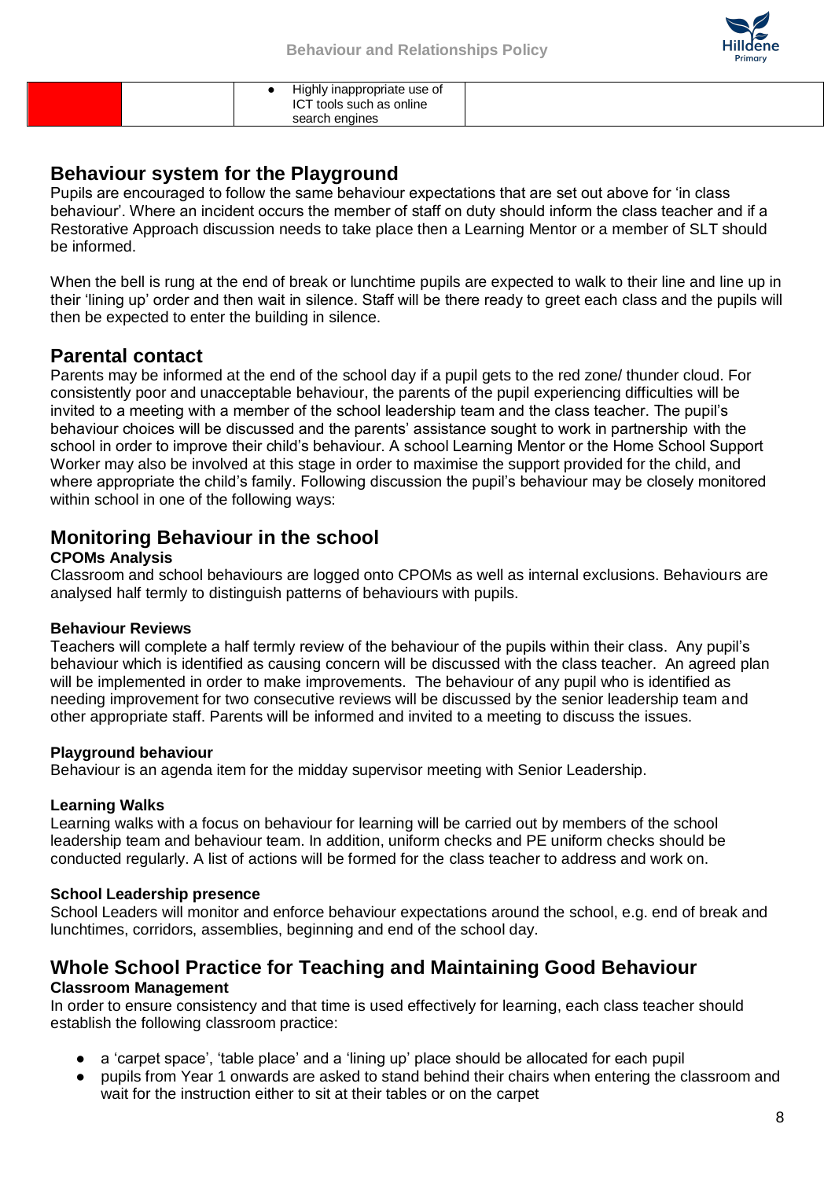|  |  | Highly inappropriate use of ICT tools such as online search engines |  |
|---|---|---|---|

## Behaviour system for the Playground

Pupils are encouraged to follow the same behaviour expectations that are set out above for 'in class behaviour'. Where an incident occurs the member of staff on duty should inform the class teacher and if a Restorative Approach discussion needs to take place then a Learning Mentor or a member of SLT should be informed.

When the bell is rung at the end of break or lunchtime pupils are expected to walk to their line and line up in their 'lining up' order and then wait in silence. Staff will be there ready to greet each class and the pupils will then be expected to enter the building in silence.

## Parental contact

Parents may be informed at the end of the school day if a pupil gets to the red zone/ thunder cloud. For consistently poor and unacceptable behaviour, the parents of the pupil experiencing difficulties will be invited to a meeting with a member of the school leadership team and the class teacher. The pupil's behaviour choices will be discussed and the parents' assistance sought to work in partnership with the school in order to improve their child's behaviour. A school Learning Mentor or the Home School Support Worker may also be involved at this stage in order to maximise the support provided for the child, and where appropriate the child's family. Following discussion the pupil's behaviour may be closely monitored within school in one of the following ways:

## Monitoring Behaviour in the school

**CPOMs Analysis**

Classroom and school behaviours are logged onto CPOMs as well as internal exclusions. Behaviours are analysed half termly to distinguish patterns of behaviours with pupils.

**Behaviour Reviews**

Teachers will complete a half termly review of the behaviour of the pupils within their class. Any pupil's behaviour which is identified as causing concern will be discussed with the class teacher. An agreed plan will be implemented in order to make improvements. The behaviour of any pupil who is identified as needing improvement for two consecutive reviews will be discussed by the senior leadership team and other appropriate staff. Parents will be informed and invited to a meeting to discuss the issues.

**Playground behaviour**

Behaviour is an agenda item for the midday supervisor meeting with Senior Leadership.

**Learning Walks**

Learning walks with a focus on behaviour for learning will be carried out by members of the school leadership team and behaviour team. In addition, uniform checks and PE uniform checks should be conducted regularly. A list of actions will be formed for the class teacher to address and work on.

**School Leadership presence**

School Leaders will monitor and enforce behaviour expectations around the school, e.g. end of break and lunchtimes, corridors, assemblies, beginning and end of the school day.

## Whole School Practice for Teaching and Maintaining Good Behaviour

**Classroom Management**

In order to ensure consistency and that time is used effectively for learning, each class teacher should establish the following classroom practice:

- a 'carpet space', 'table place' and a 'lining up' place should be allocated for each pupil
- pupils from Year 1 onwards are asked to stand behind their chairs when entering the classroom and wait for the instruction either to sit at their tables or on the carpet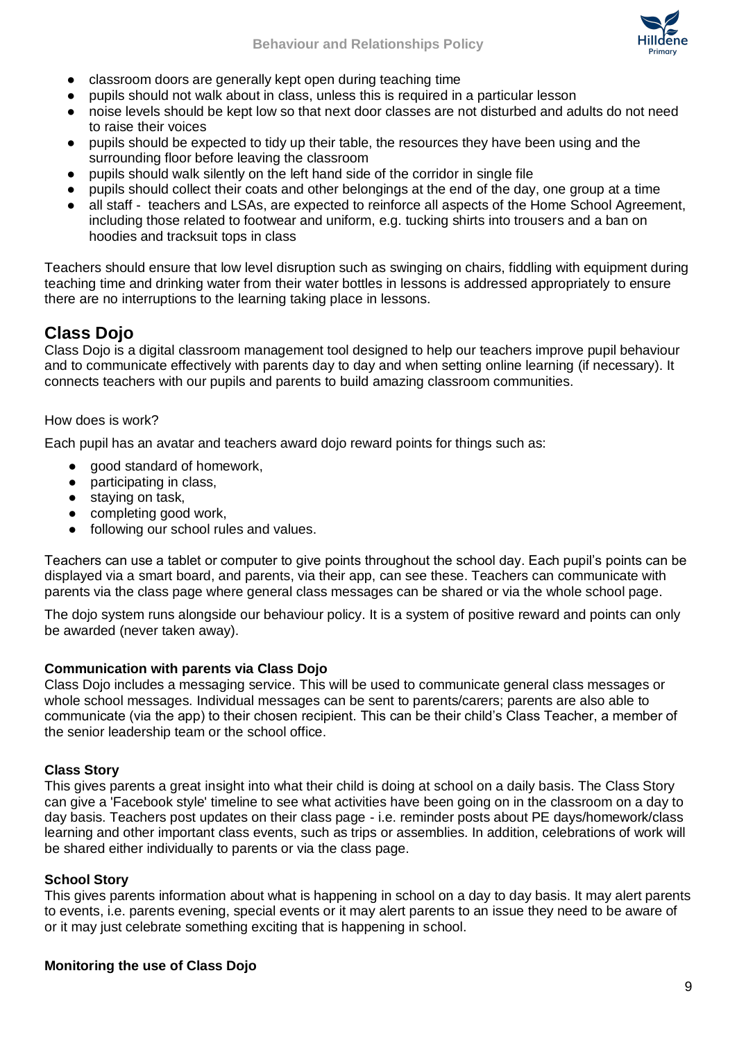- classroom doors are generally kept open during teaching time
- pupils should not walk about in class, unless this is required in a particular lesson
- noise levels should be kept low so that next door classes are not disturbed and adults do not need to raise their voices
- pupils should be expected to tidy up their table, the resources they have been using and the surrounding floor before leaving the classroom
- pupils should walk silently on the left hand side of the corridor in single file
- pupils should collect their coats and other belongings at the end of the day, one group at a time
- all staff - teachers and LSAs, are expected to reinforce all aspects of the Home School Agreement, including those related to footwear and uniform, e.g. tucking shirts into trousers and a ban on hoodies and tracksuit tops in class

Teachers should ensure that low level disruption such as swinging on chairs, fiddling with equipment during teaching time and drinking water from their water bottles in lessons is addressed appropriately to ensure there are no interruptions to the learning taking place in lessons.

## Class Dojo

Class Dojo is a digital classroom management tool designed to help our teachers improve pupil behaviour and to communicate effectively with parents day to day and when setting online learning (if necessary). It connects teachers with our pupils and parents to build amazing classroom communities.

How does is work?

Each pupil has an avatar and teachers award dojo reward points for things such as:

- good standard of homework,
- participating in class,
- staying on task,
- completing good work,
- following our school rules and values.

Teachers can use a tablet or computer to give points throughout the school day. Each pupil's points can be displayed via a smart board, and parents, via their app, can see these. Teachers can communicate with parents via the class page where general class messages can be shared or via the whole school page.

The dojo system runs alongside our behaviour policy. It is a system of positive reward and points can only be awarded (never taken away).

**Communication with parents via Class Dojo**

Class Dojo includes a messaging service. This will be used to communicate general class messages or whole school messages. Individual messages can be sent to parents/carers; parents are also able to communicate (via the app) to their chosen recipient. This can be their child's Class Teacher, a member of the senior leadership team or the school office.

**Class Story**

This gives parents a great insight into what their child is doing at school on a daily basis. The Class Story can give a 'Facebook style' timeline to see what activities have been going on in the classroom on a day to day basis. Teachers post updates on their class page - i.e. reminder posts about PE days/homework/class learning and other important class events, such as trips or assemblies. In addition, celebrations of work will be shared either individually to parents or via the class page.

**School Story**

This gives parents information about what is happening in school on a day to day basis. It may alert parents to events, i.e. parents evening, special events or it may alert parents to an issue they need to be aware of or it may just celebrate something exciting that is happening in school.

**Monitoring the use of Class Dojo**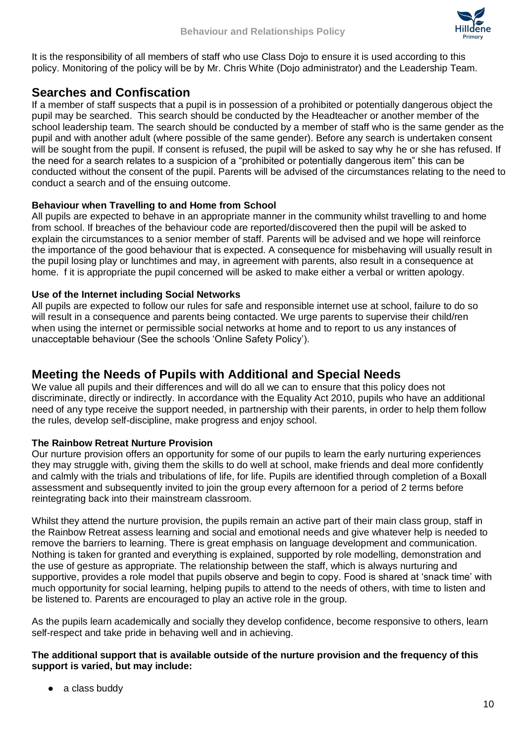It is the responsibility of all members of staff who use Class Dojo to ensure it is used according to this policy. Monitoring of the policy will be by Mr. Chris White (Dojo administrator) and the Leadership Team.

## Searches and Confiscation

If a member of staff suspects that a pupil is in possession of a prohibited or potentially dangerous object the pupil may be searched. This search should be conducted by the Headteacher or another member of the school leadership team. The search should be conducted by a member of staff who is the same gender as the pupil and with another adult (where possible of the same gender). Before any search is undertaken consent will be sought from the pupil. If consent is refused, the pupil will be asked to say why he or she has refused. If the need for a search relates to a suspicion of a "prohibited or potentially dangerous item" this can be conducted without the consent of the pupil. Parents will be advised of the circumstances relating to the need to conduct a search and of the ensuing outcome.

### Behaviour when Travelling to and Home from School

All pupils are expected to behave in an appropriate manner in the community whilst travelling to and home from school. If breaches of the behaviour code are reported/discovered then the pupil will be asked to explain the circumstances to a senior member of staff. Parents will be advised and we hope will reinforce the importance of the good behaviour that is expected. A consequence for misbehaving will usually result in the pupil losing play or lunchtimes and may, in agreement with parents, also result in a consequence at home. f it is appropriate the pupil concerned will be asked to make either a verbal or written apology.

### Use of the Internet including Social Networks

All pupils are expected to follow our rules for safe and responsible internet use at school, failure to do so will result in a consequence and parents being contacted. We urge parents to supervise their child/ren when using the internet or permissible social networks at home and to report to us any instances of unacceptable behaviour (See the schools 'Online Safety Policy').

## Meeting the Needs of Pupils with Additional and Special Needs

We value all pupils and their differences and will do all we can to ensure that this policy does not discriminate, directly or indirectly. In accordance with the Equality Act 2010, pupils who have an additional need of any type receive the support needed, in partnership with their parents, in order to help them follow the rules, develop self-discipline, make progress and enjoy school.

### The Rainbow Retreat Nurture Provision

Our nurture provision offers an opportunity for some of our pupils to learn the early nurturing experiences they may struggle with, giving them the skills to do well at school, make friends and deal more confidently and calmly with the trials and tribulations of life, for life. Pupils are identified through completion of a Boxall assessment and subsequently invited to join the group every afternoon for a period of 2 terms before reintegrating back into their mainstream classroom.

Whilst they attend the nurture provision, the pupils remain an active part of their main class group, staff in the Rainbow Retreat assess learning and social and emotional needs and give whatever help is needed to remove the barriers to learning. There is great emphasis on language development and communication. Nothing is taken for granted and everything is explained, supported by role modelling, demonstration and the use of gesture as appropriate. The relationship between the staff, which is always nurturing and supportive, provides a role model that pupils observe and begin to copy. Food is shared at 'snack time' with much opportunity for social learning, helping pupils to attend to the needs of others, with time to listen and be listened to. Parents are encouraged to play an active role in the group.

As the pupils learn academically and socially they develop confidence, become responsive to others, learn self-respect and take pride in behaving well and in achieving.

**The additional support that is available outside of the nurture provision and the frequency of this support is varied, but may include:**

- a class buddy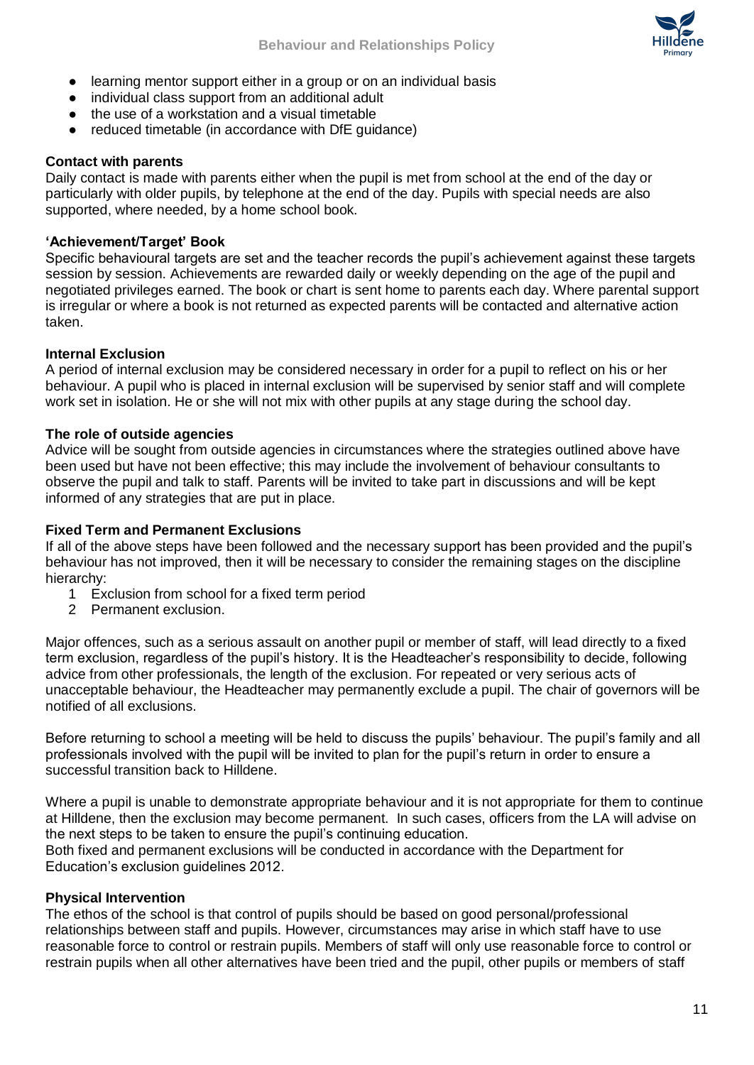- learning mentor support either in a group or on an individual basis
- individual class support from an additional adult
- the use of a workstation and a visual timetable
- reduced timetable (in accordance with DfE guidance)

**Contact with parents**

Daily contact is made with parents either when the pupil is met from school at the end of the day or particularly with older pupils, by telephone at the end of the day. Pupils with special needs are also supported, where needed, by a home school book.

**'Achievement/Target' Book**

Specific behavioural targets are set and the teacher records the pupil's achievement against these targets session by session. Achievements are rewarded daily or weekly depending on the age of the pupil and negotiated privileges earned. The book or chart is sent home to parents each day. Where parental support is irregular or where a book is not returned as expected parents will be contacted and alternative action taken.

**Internal Exclusion**

A period of internal exclusion may be considered necessary in order for a pupil to reflect on his or her behaviour. A pupil who is placed in internal exclusion will be supervised by senior staff and will complete work set in isolation. He or she will not mix with other pupils at any stage during the school day.

**The role of outside agencies**

Advice will be sought from outside agencies in circumstances where the strategies outlined above have been used but have not been effective; this may include the involvement of behaviour consultants to observe the pupil and talk to staff. Parents will be invited to take part in discussions and will be kept informed of any strategies that are put in place.

**Fixed Term and Permanent Exclusions**

If all of the above steps have been followed and the necessary support has been provided and the pupil's behaviour has not improved, then it will be necessary to consider the remaining stages on the discipline hierarchy:

1. Exclusion from school for a fixed term period
2. Permanent exclusion.

Major offences, such as a serious assault on another pupil or member of staff, will lead directly to a fixed term exclusion, regardless of the pupil's history. It is the Headteacher's responsibility to decide, following advice from other professionals, the length of the exclusion. For repeated or very serious acts of unacceptable behaviour, the Headteacher may permanently exclude a pupil. The chair of governors will be notified of all exclusions.

Before returning to school a meeting will be held to discuss the pupils' behaviour. The pupil's family and all professionals involved with the pupil will be invited to plan for the pupil's return in order to ensure a successful transition back to Hilldene.

Where a pupil is unable to demonstrate appropriate behaviour and it is not appropriate for them to continue at Hilldene, then the exclusion may become permanent. In such cases, officers from the LA will advise on the next steps to be taken to ensure the pupil's continuing education.
Both fixed and permanent exclusions will be conducted in accordance with the Department for Education's exclusion guidelines 2012.

**Physical Intervention**

The ethos of the school is that control of pupils should be based on good personal/professional relationships between staff and pupils. However, circumstances may arise in which staff have to use reasonable force to control or restrain pupils. Members of staff will only use reasonable force to control or restrain pupils when all other alternatives have been tried and the pupil, other pupils or members of staff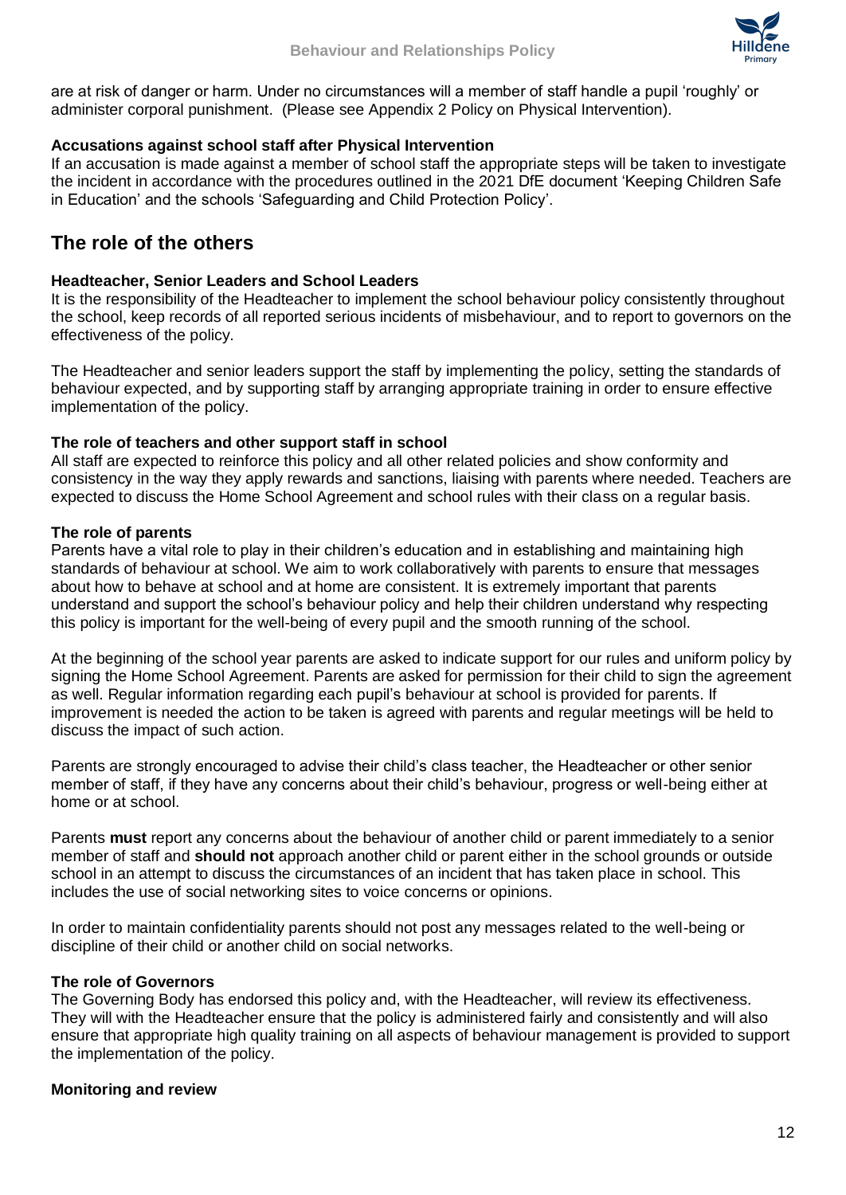are at risk of danger or harm. Under no circumstances will a member of staff handle a pupil 'roughly' or administer corporal punishment. (Please see Appendix 2 Policy on Physical Intervention).

**Accusations against school staff after Physical Intervention**
If an accusation is made against a member of school staff the appropriate steps will be taken to investigate the incident in accordance with the procedures outlined in the 2021 DfE document 'Keeping Children Safe in Education' and the schools 'Safeguarding and Child Protection Policy'.

## The role of the others

**Headteacher, Senior Leaders and School Leaders**
It is the responsibility of the Headteacher to implement the school behaviour policy consistently throughout the school, keep records of all reported serious incidents of misbehaviour, and to report to governors on the effectiveness of the policy.

The Headteacher and senior leaders support the staff by implementing the policy, setting the standards of behaviour expected, and by supporting staff by arranging appropriate training in order to ensure effective implementation of the policy.

**The role of teachers and other support staff in school**
All staff are expected to reinforce this policy and all other related policies and show conformity and consistency in the way they apply rewards and sanctions, liaising with parents where needed. Teachers are expected to discuss the Home School Agreement and school rules with their class on a regular basis.

**The role of parents**
Parents have a vital role to play in their children's education and in establishing and maintaining high standards of behaviour at school. We aim to work collaboratively with parents to ensure that messages about how to behave at school and at home are consistent. It is extremely important that parents understand and support the school's behaviour policy and help their children understand why respecting this policy is important for the well-being of every pupil and the smooth running of the school.

At the beginning of the school year parents are asked to indicate support for our rules and uniform policy by signing the Home School Agreement. Parents are asked for permission for their child to sign the agreement as well. Regular information regarding each pupil's behaviour at school is provided for parents. If improvement is needed the action to be taken is agreed with parents and regular meetings will be held to discuss the impact of such action.

Parents are strongly encouraged to advise their child's class teacher, the Headteacher or other senior member of staff, if they have any concerns about their child's behaviour, progress or well-being either at home or at school.

Parents **must** report any concerns about the behaviour of another child or parent immediately to a senior member of staff and **should not** approach another child or parent either in the school grounds or outside school in an attempt to discuss the circumstances of an incident that has taken place in school. This includes the use of social networking sites to voice concerns or opinions.

In order to maintain confidentiality parents should not post any messages related to the well-being or discipline of their child or another child on social networks.

**The role of Governors**
The Governing Body has endorsed this policy and, with the Headteacher, will review its effectiveness. They will with the Headteacher ensure that the policy is administered fairly and consistently and will also ensure that appropriate high quality training on all aspects of behaviour management is provided to support the implementation of the policy.

**Monitoring and review**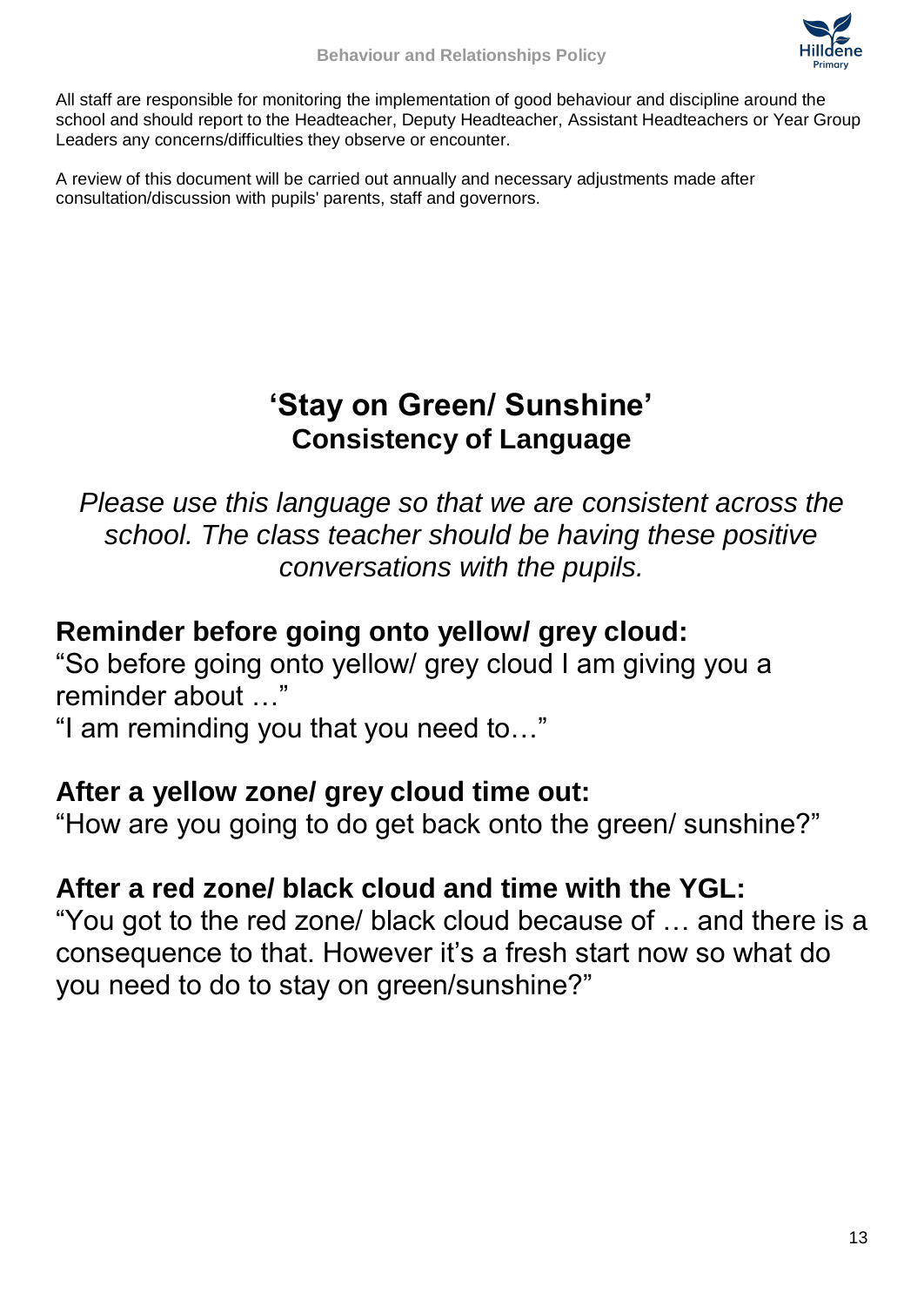All staff are responsible for monitoring the implementation of good behaviour and discipline around the school and should report to the Headteacher, Deputy Headteacher, Assistant Headteachers or Year Group Leaders any concerns/difficulties they observe or encounter.

A review of this document will be carried out annually and necessary adjustments made after consultation/discussion with pupils' parents, staff and governors.

## 'Stay on Green/ Sunshine'
### Consistency of Language

*Please use this language so that we are consistent across the school. The class teacher should be having these positive conversations with the pupils.*

**Reminder before going onto yellow/ grey cloud:**

"So before going onto yellow/ grey cloud I am giving you a reminder about …"

"I am reminding you that you need to…"

**After a yellow zone/ grey cloud time out:**

"How are you going to do get back onto the green/ sunshine?"

**After a red zone/ black cloud and time with the YGL:**

"You got to the red zone/ black cloud because of … and there is a consequence to that. However it's a fresh start now so what do you need to do to stay on green/sunshine?"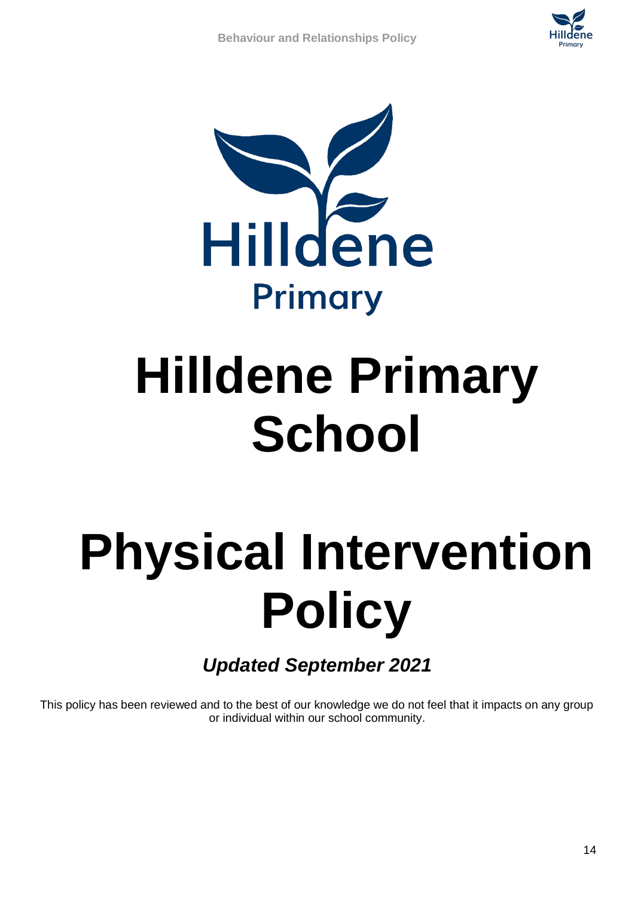# Hilldene Primary School

# Physical Intervention Policy

***Updated September 2021***

This policy has been reviewed and to the best of our knowledge we do not feel that it impacts on any group or individual within our school community.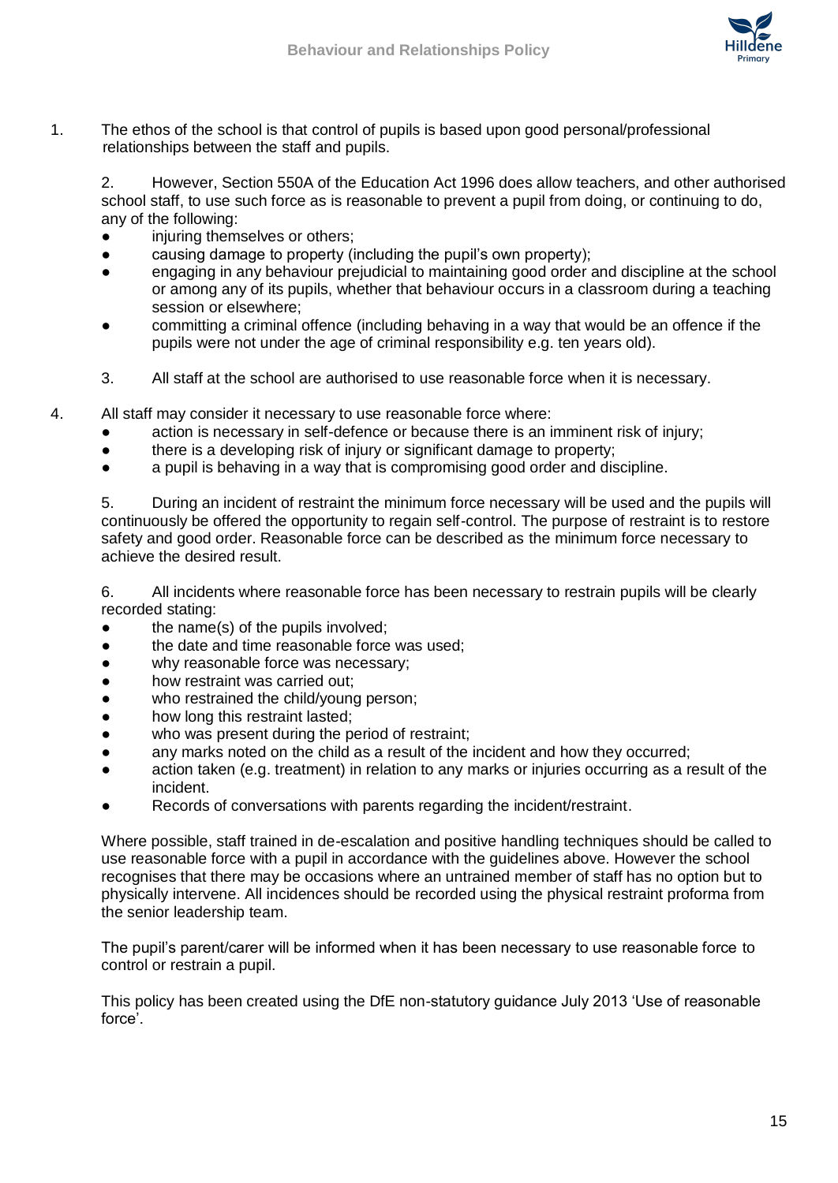1. The ethos of the school is that control of pupils is based upon good personal/professional relationships between the staff and pupils.

2. However, Section 550A of the Education Act 1996 does allow teachers, and other authorised school staff, to use such force as is reasonable to prevent a pupil from doing, or continuing to do, any of the following:

- injuring themselves or others;
- causing damage to property (including the pupil's own property);
- engaging in any behaviour prejudicial to maintaining good order and discipline at the school or among any of its pupils, whether that behaviour occurs in a classroom during a teaching session or elsewhere;
- committing a criminal offence (including behaving in a way that would be an offence if the pupils were not under the age of criminal responsibility e.g. ten years old).

3. All staff at the school are authorised to use reasonable force when it is necessary.

4. All staff may consider it necessary to use reasonable force where:

- action is necessary in self-defence or because there is an imminent risk of injury;
- there is a developing risk of injury or significant damage to property;
- a pupil is behaving in a way that is compromising good order and discipline.

5. During an incident of restraint the minimum force necessary will be used and the pupils will continuously be offered the opportunity to regain self-control. The purpose of restraint is to restore safety and good order. Reasonable force can be described as the minimum force necessary to achieve the desired result.

6. All incidents where reasonable force has been necessary to restrain pupils will be clearly recorded stating:

- the name(s) of the pupils involved;
- the date and time reasonable force was used;
- why reasonable force was necessary;
- how restraint was carried out;
- who restrained the child/young person;
- how long this restraint lasted;
- who was present during the period of restraint;
- any marks noted on the child as a result of the incident and how they occurred;
- action taken (e.g. treatment) in relation to any marks or injuries occurring as a result of the incident.
- Records of conversations with parents regarding the incident/restraint.

Where possible, staff trained in de-escalation and positive handling techniques should be called to use reasonable force with a pupil in accordance with the guidelines above. However the school recognises that there may be occasions where an untrained member of staff has no option but to physically intervene. All incidences should be recorded using the physical restraint proforma from the senior leadership team.

The pupil's parent/carer will be informed when it has been necessary to use reasonable force to control or restrain a pupil.

This policy has been created using the DfE non-statutory guidance July 2013 'Use of reasonable force'.